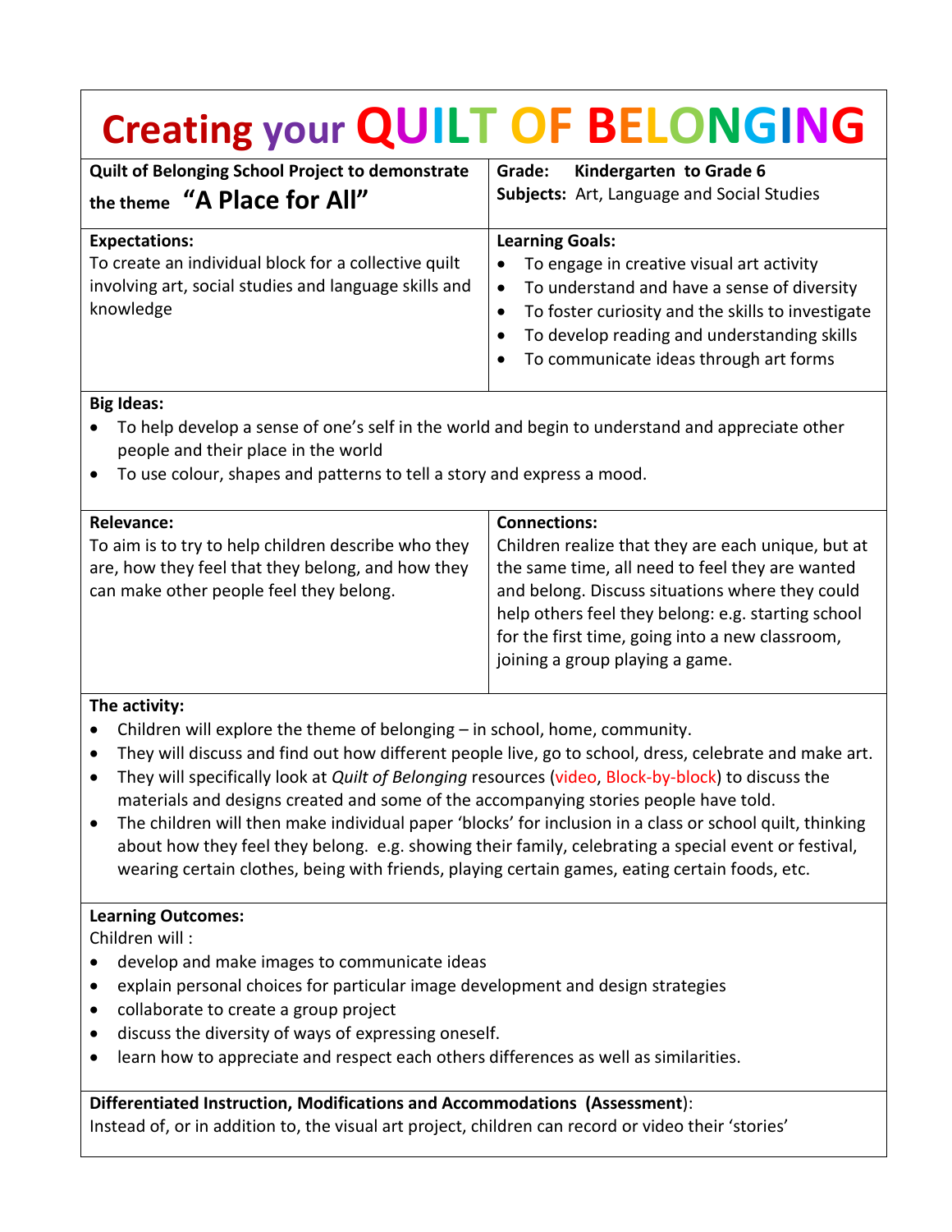# Creating your QUILT OF BELONGING

**Quilt of Belonging School Project to demonstrate the theme "A Place for All"**

**Grade:** Kindergarten to Grade 6
**Subjects:** Art, Language and Social Studies

**Expectations:**
To create an individual block for a collective quilt involving art, social studies and language skills and knowledge

**Learning Goals:**

- To engage in creative visual art activity
- To understand and have a sense of diversity
- To foster curiosity and the skills to investigate
- To develop reading and understanding skills
- To communicate ideas through art forms

**Big Ideas:**

- To help develop a sense of one's self in the world and begin to understand and appreciate other people and their place in the world
- To use colour, shapes and patterns to tell a story and express a mood.

**Relevance:**
To aim is to try to help children describe who they are, how they feel that they belong, and how they can make other people feel they belong.

**Connections:**
Children realize that they are each unique, but at the same time, all need to feel they are wanted and belong. Discuss situations where they could help others feel they belong: e.g. starting school for the first time, going into a new classroom, joining a group playing a game.

**The activity:**

- Children will explore the theme of belonging – in school, home, community.
- They will discuss and find out how different people live, go to school, dress, celebrate and make art.
- They will specifically look at *Quilt of Belonging* resources (video, Block-by-block) to discuss the materials and designs created and some of the accompanying stories people have told.
- The children will then make individual paper 'blocks' for inclusion in a class or school quilt, thinking about how they feel they belong. e.g. showing their family, celebrating a special event or festival, wearing certain clothes, being with friends, playing certain games, eating certain foods, etc.

**Learning Outcomes:**
Children will :

- develop and make images to communicate ideas
- explain personal choices for particular image development and design strategies
- collaborate to create a group project
- discuss the diversity of ways of expressing oneself.
- learn how to appreciate and respect each others differences as well as similarities.

**Differentiated Instruction, Modifications and Accommodations (Assessment)**:
Instead of, or in addition to, the visual art project, children can record or video their 'stories'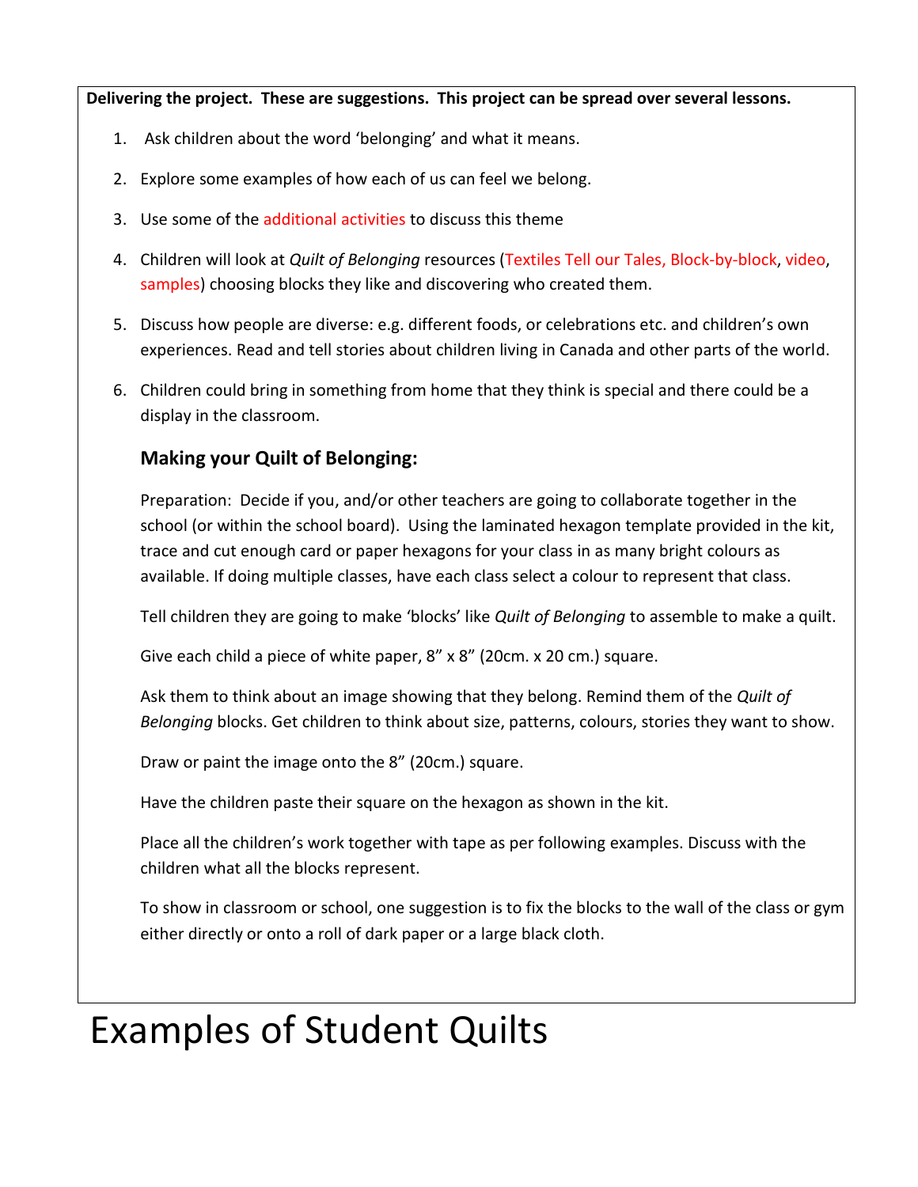**Delivering the project. These are suggestions. This project can be spread over several lessons.**

1. Ask children about the word 'belonging' and what it means.
2. Explore some examples of how each of us can feel we belong.
3. Use some of the additional activities to discuss this theme
4. Children will look at *Quilt of Belonging* resources (Textiles Tell our Tales, Block-by-block, video, samples) choosing blocks they like and discovering who created them.
5. Discuss how people are diverse: e.g. different foods, or celebrations etc. and children's own experiences. Read and tell stories about children living in Canada and other parts of the world.
6. Children could bring in something from home that they think is special and there could be a display in the classroom.

### Making your Quilt of Belonging:

Preparation: Decide if you, and/or other teachers are going to collaborate together in the school (or within the school board). Using the laminated hexagon template provided in the kit, trace and cut enough card or paper hexagons for your class in as many bright colours as available. If doing multiple classes, have each class select a colour to represent that class.

Tell children they are going to make 'blocks' like *Quilt of Belonging* to assemble to make a quilt.

Give each child a piece of white paper, 8" x 8" (20cm. x 20 cm.) square.

Ask them to think about an image showing that they belong. Remind them of the *Quilt of Belonging* blocks. Get children to think about size, patterns, colours, stories they want to show.

Draw or paint the image onto the 8" (20cm.) square.

Have the children paste their square on the hexagon as shown in the kit.

Place all the children's work together with tape as per following examples. Discuss with the children what all the blocks represent.

To show in classroom or school, one suggestion is to fix the blocks to the wall of the class or gym either directly or onto a roll of dark paper or a large black cloth.

# Examples of Student Quilts